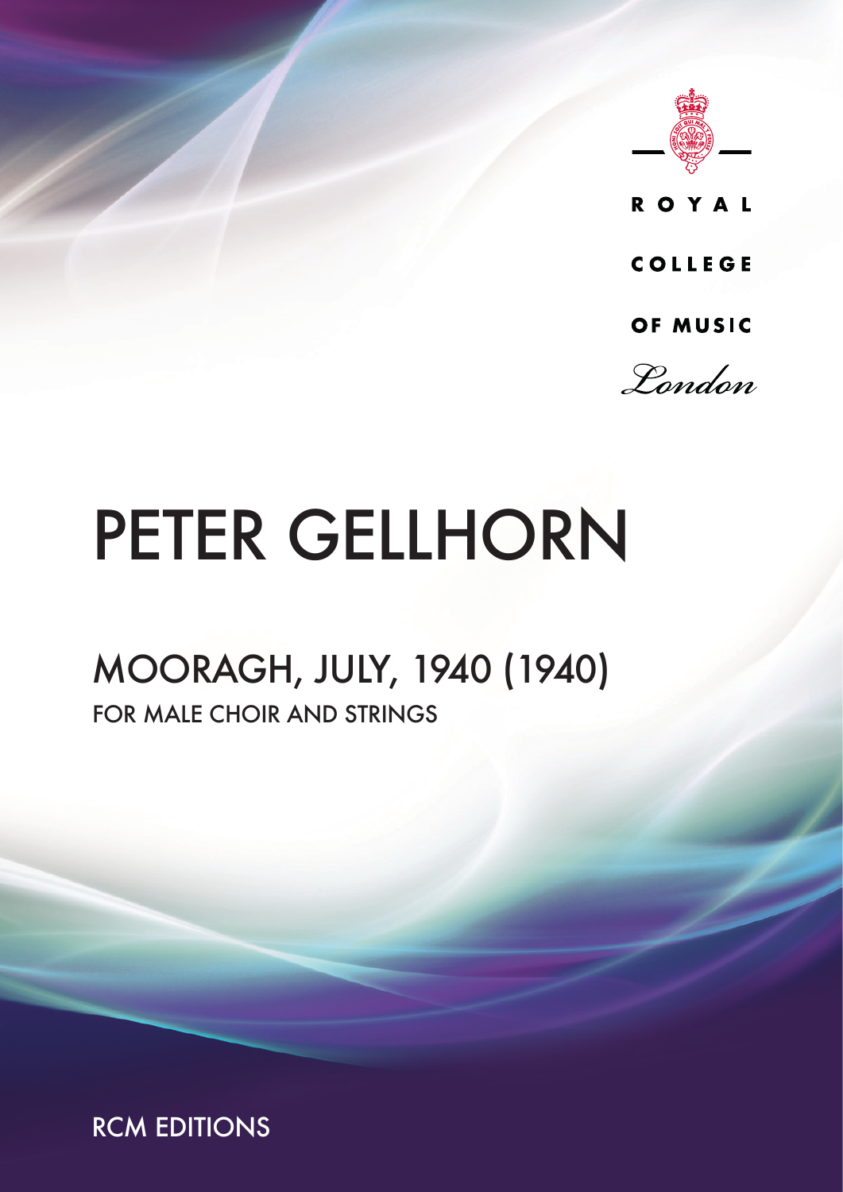ROYAL

COLLEGE

OF MUSIC

*London*

# PETER GELLHORN

## MOORAGH, JULY, 1940 (1940)

FOR MALE CHOIR AND STRINGS

RCM EDITIONS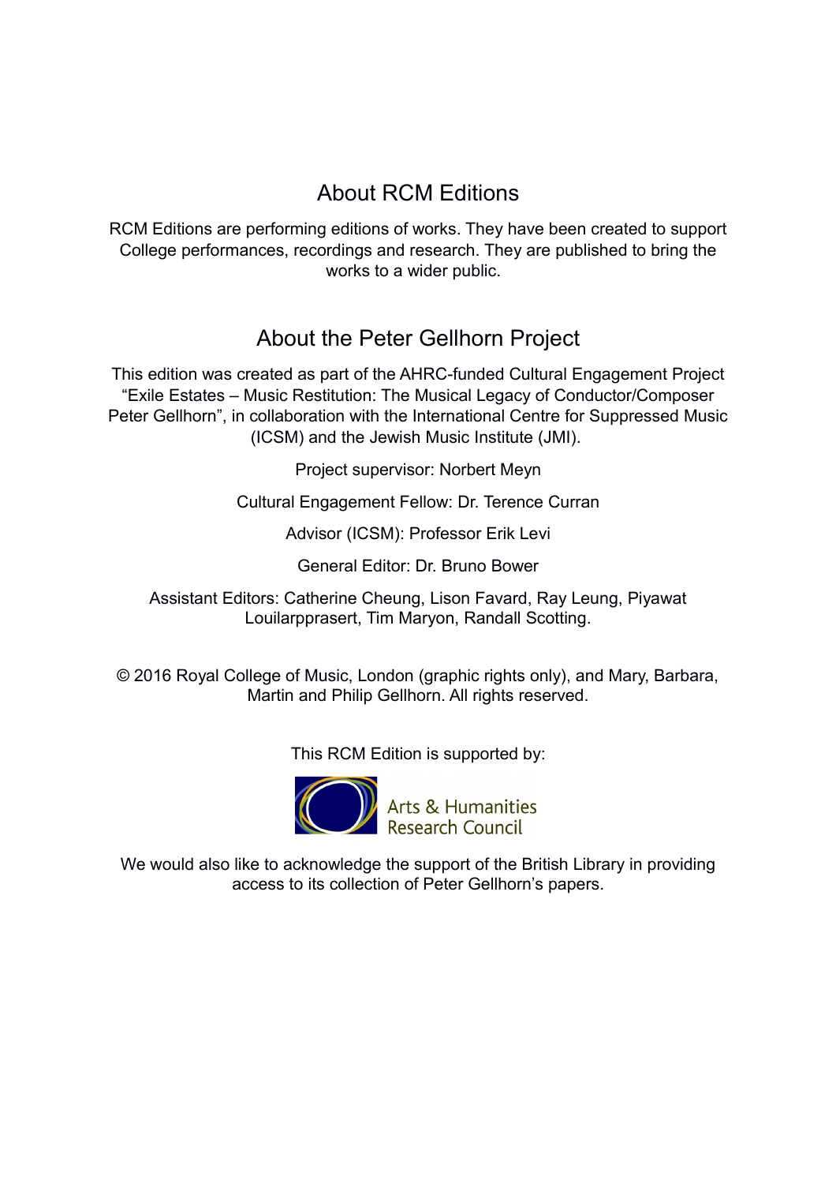## About RCM Editions

RCM Editions are performing editions of works. They have been created to support College performances, recordings and research. They are published to bring the works to a wider public.

## About the Peter Gellhorn Project

This edition was created as part of the AHRC-funded Cultural Engagement Project "Exile Estates – Music Restitution: The Musical Legacy of Conductor/Composer Peter Gellhorn", in collaboration with the International Centre for Suppressed Music (ICSM) and the Jewish Music Institute (JMI).

Project supervisor: Norbert Meyn

Cultural Engagement Fellow: Dr. Terence Curran

Advisor (ICSM): Professor Erik Levi

General Editor: Dr. Bruno Bower

Assistant Editors: Catherine Cheung, Lison Favard, Ray Leung, Piyawat Louilarpprasert, Tim Maryon, Randall Scotting.

© 2016 Royal College of Music, London (graphic rights only), and Mary, Barbara, Martin and Philip Gellhorn. All rights reserved.

This RCM Edition is supported by:

Arts & Humanities Research Council

We would also like to acknowledge the support of the British Library in providing access to its collection of Peter Gellhorn's papers.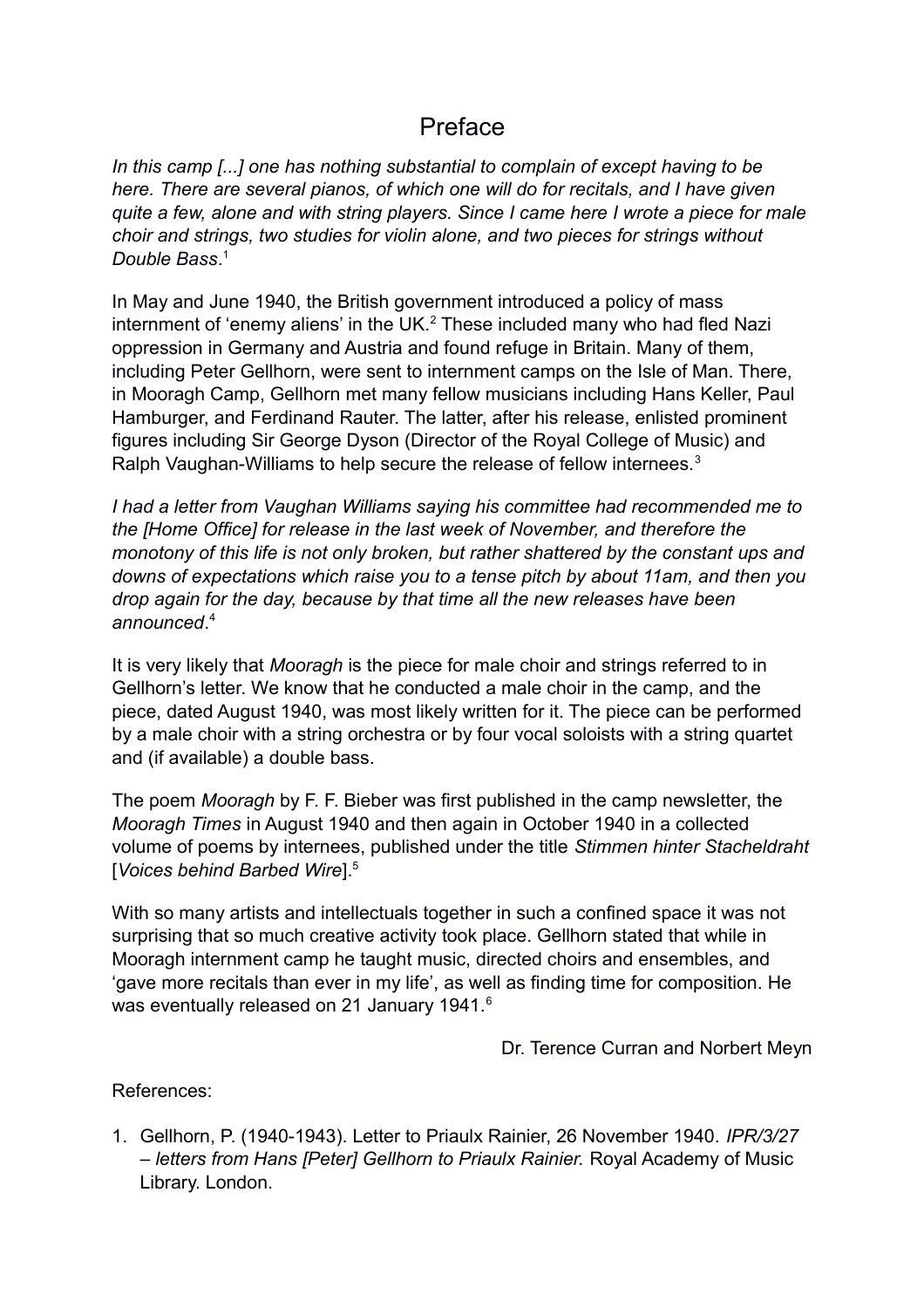# Preface

*In this camp [...] one has nothing substantial to complain of except having to be here. There are several pianos, of which one will do for recitals, and I have given quite a few, alone and with string players. Since I came here I wrote a piece for male choir and strings, two studies for violin alone, and two pieces for strings without Double Bass*.[1]

In May and June 1940, the British government introduced a policy of mass internment of 'enemy aliens' in the UK.[2] These included many who had fled Nazi oppression in Germany and Austria and found refuge in Britain. Many of them, including Peter Gellhorn, were sent to internment camps on the Isle of Man. There, in Mooragh Camp, Gellhorn met many fellow musicians including Hans Keller, Paul Hamburger, and Ferdinand Rauter. The latter, after his release, enlisted prominent figures including Sir George Dyson (Director of the Royal College of Music) and Ralph Vaughan-Williams to help secure the release of fellow internees.[3]

*I had a letter from Vaughan Williams saying his committee had recommended me to the [Home Office] for release in the last week of November, and therefore the monotony of this life is not only broken, but rather shattered by the constant ups and downs of expectations which raise you to a tense pitch by about 11am, and then you drop again for the day, because by that time all the new releases have been announced*.[4]

It is very likely that *Mooragh* is the piece for male choir and strings referred to in Gellhorn's letter. We know that he conducted a male choir in the camp, and the piece, dated August 1940, was most likely written for it. The piece can be performed by a male choir with a string orchestra or by four vocal soloists with a string quartet and (if available) a double bass.

The poem *Mooragh* by F. F. Bieber was first published in the camp newsletter, the *Mooragh Times* in August 1940 and then again in October 1940 in a collected volume of poems by internees, published under the title *Stimmen hinter Stacheldraht* [*Voices behind Barbed Wire*].[5]

With so many artists and intellectuals together in such a confined space it was not surprising that so much creative activity took place. Gellhorn stated that while in Mooragh internment camp he taught music, directed choirs and ensembles, and 'gave more recitals than ever in my life', as well as finding time for composition. He was eventually released on 21 January 1941.[6]

Dr. Terence Curran and Norbert Meyn

References:

1. Gellhorn, P. (1940-1943). Letter to Priaulx Rainier, 26 November 1940. *IPR/3/27 – letters from Hans [Peter] Gellhorn to Priaulx Rainier.* Royal Academy of Music Library. London.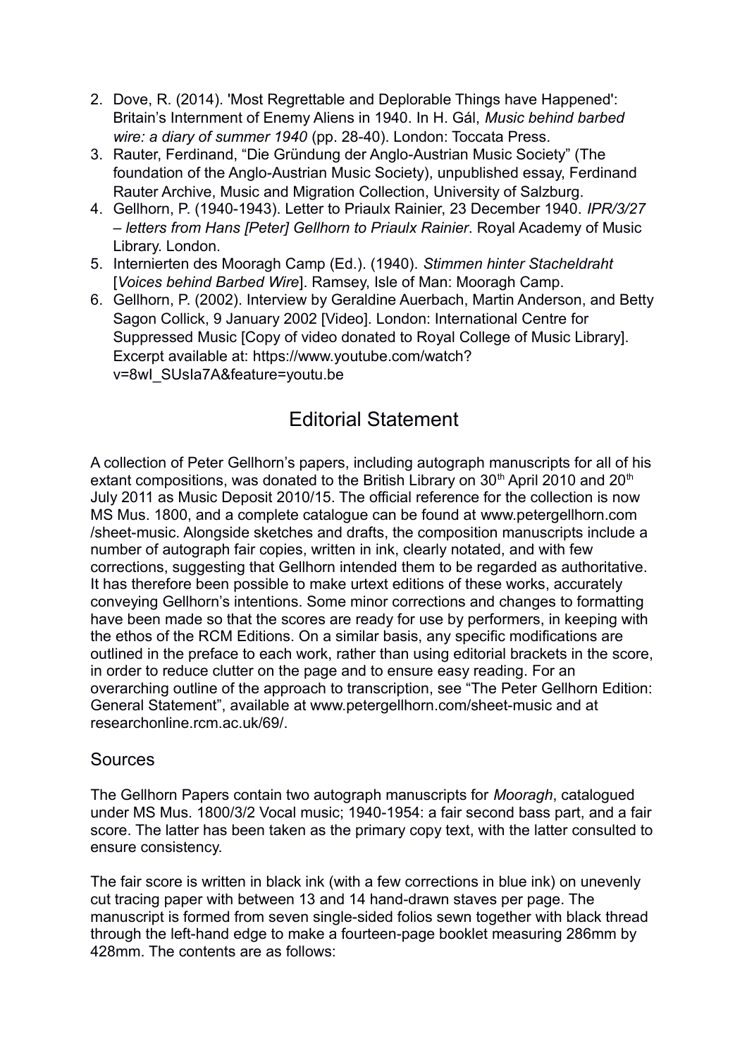2. Dove, R. (2014). 'Most Regrettable and Deplorable Things have Happened': Britain's Internment of Enemy Aliens in 1940. In H. Gál, *Music behind barbed wire: a diary of summer 1940* (pp. 28-40). London: Toccata Press.
3. Rauter, Ferdinand, "Die Gründung der Anglo-Austrian Music Society" (The foundation of the Anglo-Austrian Music Society), unpublished essay, Ferdinand Rauter Archive, Music and Migration Collection, University of Salzburg.
4. Gellhorn, P. (1940-1943). Letter to Priaulx Rainier, 23 December 1940. *IPR/3/27 – letters from Hans [Peter] Gellhorn to Priaulx Rainier*. Royal Academy of Music Library. London.
5. Internierten des Mooragh Camp (Ed.). (1940). *Stimmen hinter Stacheldraht* [*Voices behind Barbed Wire*]. Ramsey, Isle of Man: Mooragh Camp.
6. Gellhorn, P. (2002). Interview by Geraldine Auerbach, Martin Anderson, and Betty Sagon Collick, 9 January 2002 [Video]. London: International Centre for Suppressed Music [Copy of video donated to Royal College of Music Library]. Excerpt available at: https://www.youtube.com/watch?v=8wI_SUsIa7A&feature=youtu.be

# Editorial Statement

A collection of Peter Gellhorn's papers, including autograph manuscripts for all of his extant compositions, was donated to the British Library on 30th April 2010 and 20th July 2011 as Music Deposit 2010/15. The official reference for the collection is now MS Mus. 1800, and a complete catalogue can be found at www.petergellhorn.com/sheet-music. Alongside sketches and drafts, the composition manuscripts include a number of autograph fair copies, written in ink, clearly notated, and with few corrections, suggesting that Gellhorn intended them to be regarded as authoritative. It has therefore been possible to make urtext editions of these works, accurately conveying Gellhorn's intentions. Some minor corrections and changes to formatting have been made so that the scores are ready for use by performers, in keeping with the ethos of the RCM Editions. On a similar basis, any specific modifications are outlined in the preface to each work, rather than using editorial brackets in the score, in order to reduce clutter on the page and to ensure easy reading. For an overarching outline of the approach to transcription, see "The Peter Gellhorn Edition: General Statement", available at www.petergellhorn.com/sheet-music and at researchonline.rcm.ac.uk/69/.

## Sources

The Gellhorn Papers contain two autograph manuscripts for *Mooragh*, catalogued under MS Mus. 1800/3/2 Vocal music; 1940-1954: a fair second bass part, and a fair score. The latter has been taken as the primary copy text, with the latter consulted to ensure consistency.

The fair score is written in black ink (with a few corrections in blue ink) on unevenly cut tracing paper with between 13 and 14 hand-drawn staves per page. The manuscript is formed from seven single-sided folios sewn together with black thread through the left-hand edge to make a fourteen-page booklet measuring 286mm by 428mm. The contents are as follows: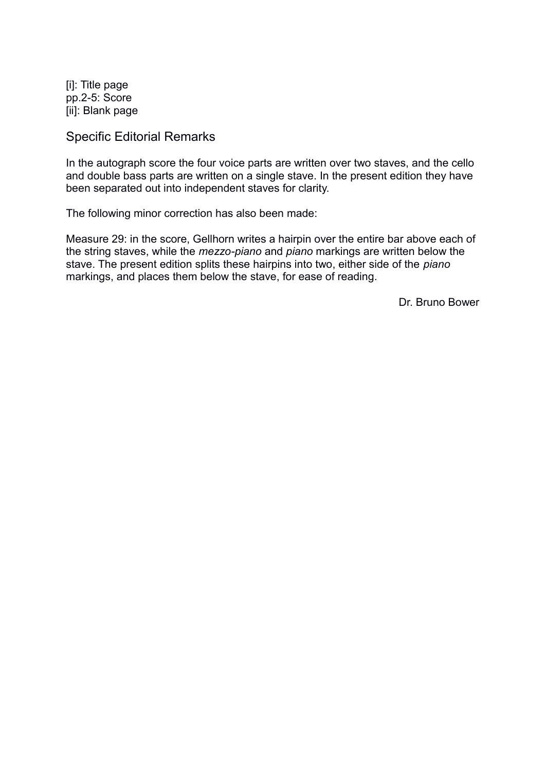[i]: Title page
pp.2-5: Score
[ii]: Blank page

## Specific Editorial Remarks

In the autograph score the four voice parts are written over two staves, and the cello and double bass parts are written on a single stave. In the present edition they have been separated out into independent staves for clarity.

The following minor correction has also been made:

Measure 29: in the score, Gellhorn writes a hairpin over the entire bar above each of the string staves, while the *mezzo-piano* and *piano* markings are written below the stave. The present edition splits these hairpins into two, either side of the *piano* markings, and places them below the stave, for ease of reading.

Dr. Bruno Bower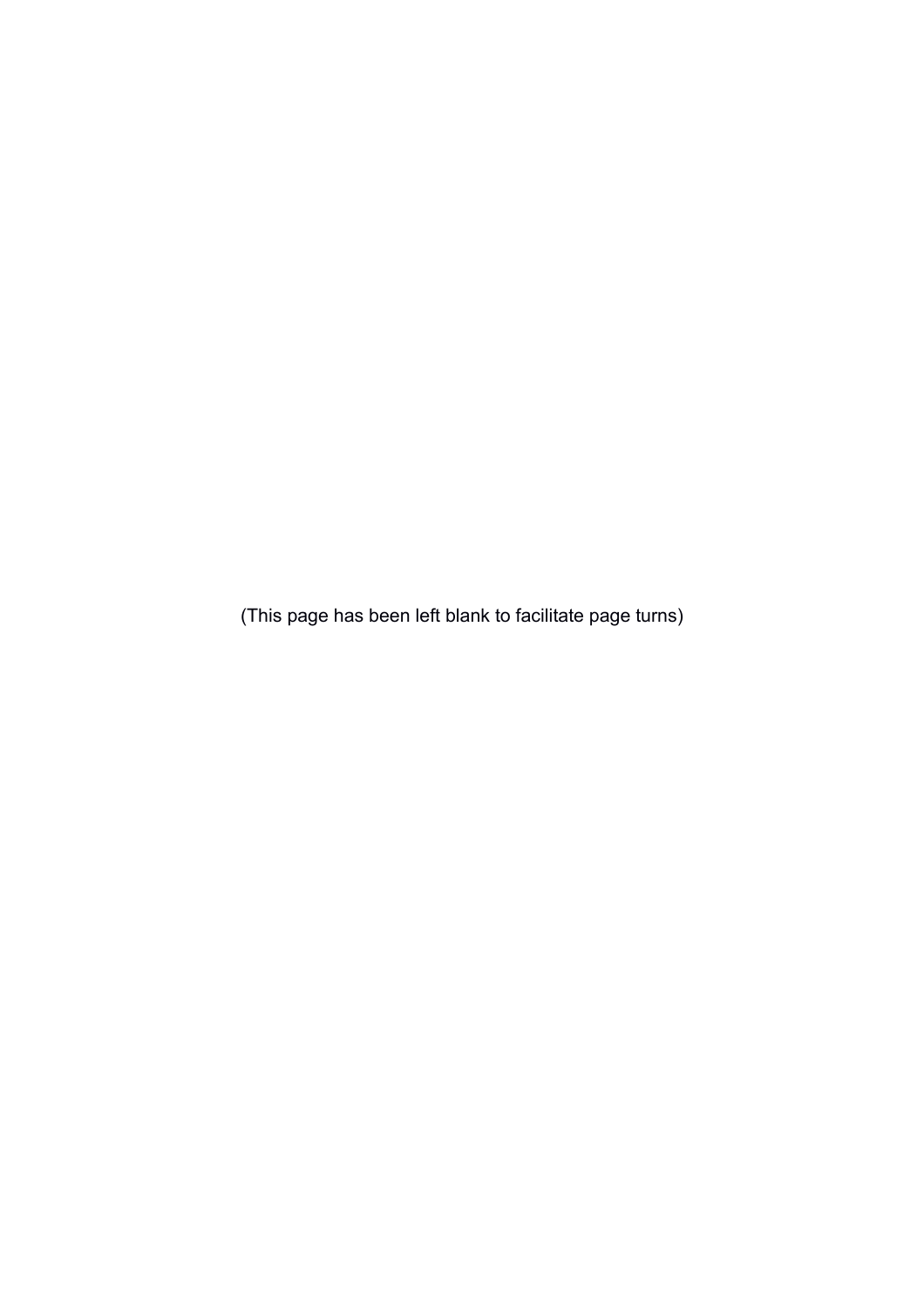(This page has been left blank to facilitate page turns)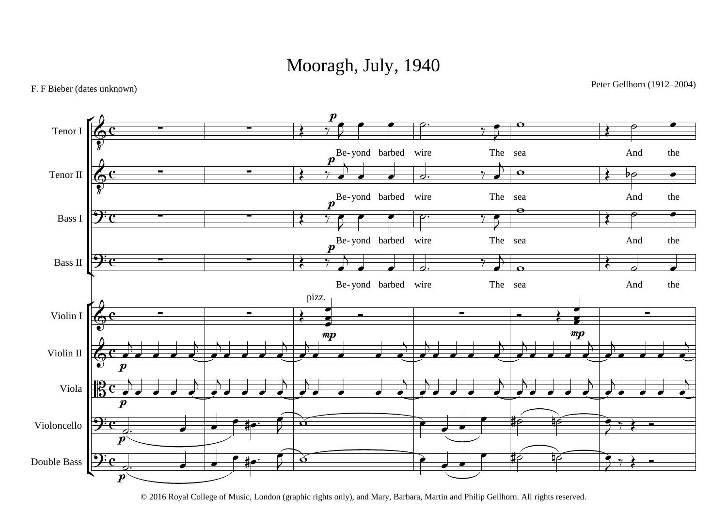# Mooragh, July, 1940

F. F Bieber (dates unknown)

Peter Gellhorn (1912–2004)

Tenor I, Tenor II, Bass I, Bass II: Be- yond barbed wire The sea And the

Violin I, Violin II, Viola, Violoncello, Double Bass

© 2016 Royal College of Music, London (graphic rights only), and Mary, Barbara, Martin and Philip Gellhorn. All rights reserved.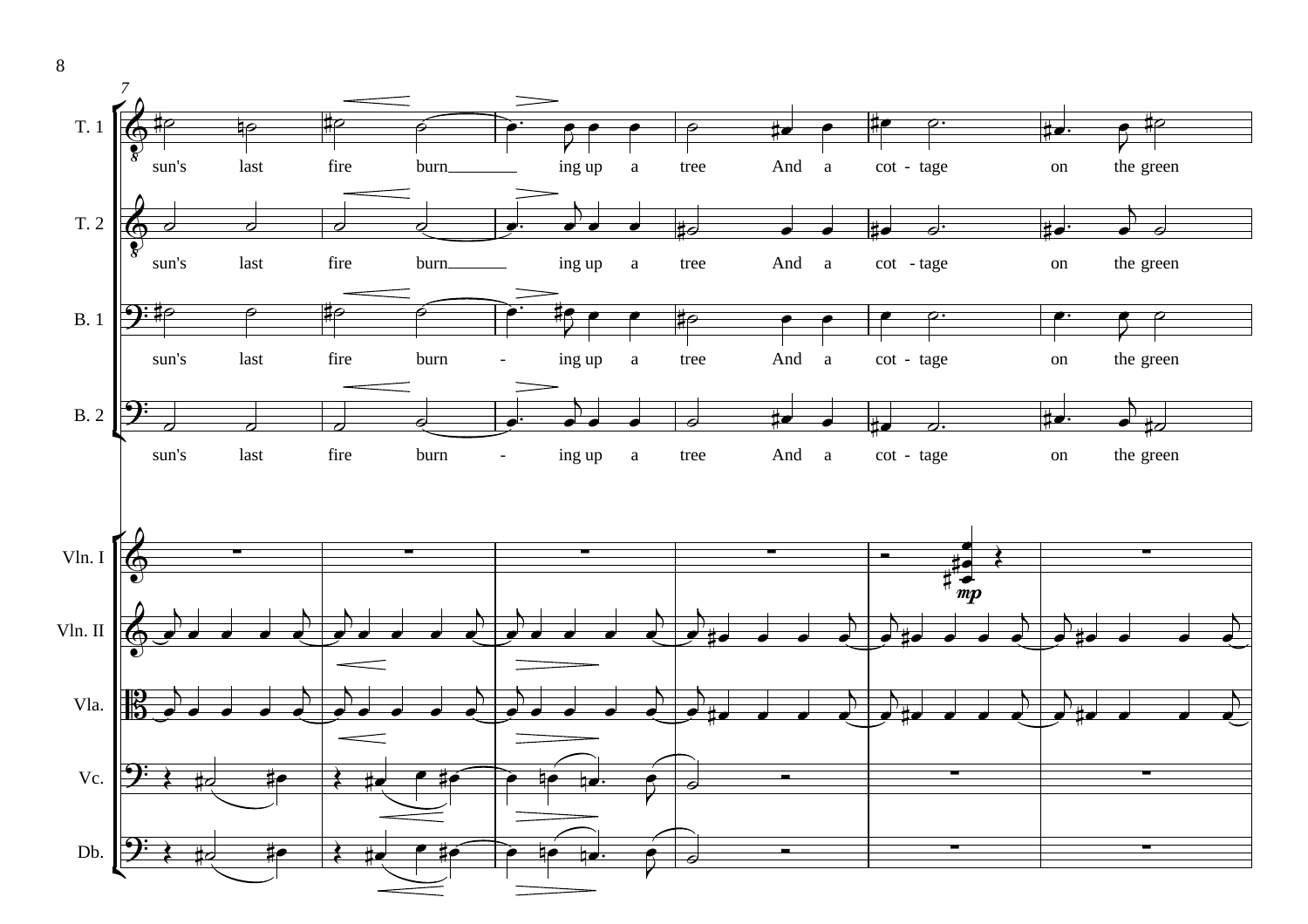T. 1: sun's last fire burn________ ing up a tree And a cot - tage on the green

T. 2: sun's last fire burn________ ing up a tree And a cot - tage on the green

B. 1: sun's last fire burn - ing up a tree And a cot - tage on the green

B. 2: sun's last fire burn - ing up a tree And a cot - tage on the green

Vln. I

Vln. II

Vla.

Vc.

Db.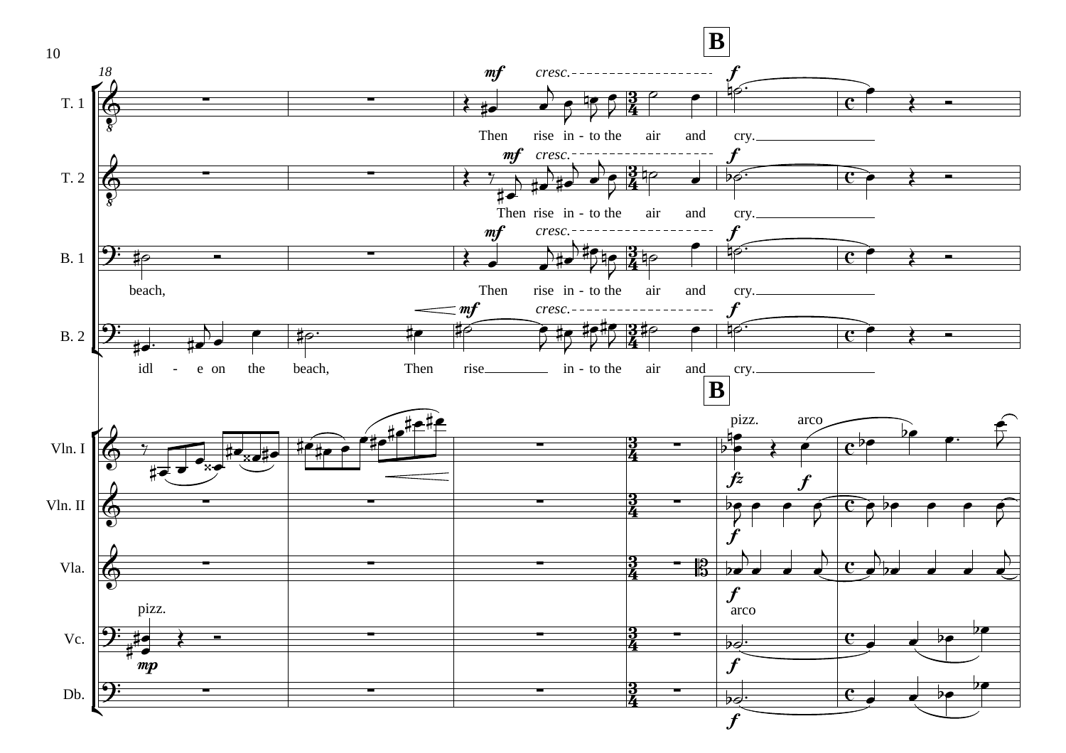**B**

T. 1: Then rise in - to the air and cry.

T. 2: Then rise in - to the air and cry.

B. 1: beach, Then rise in - to the air and cry.

B. 2: idl - e on the beach, Then rise in - to the air and cry.

Vln. I

Vln. II

Vla.

Vc.

Db.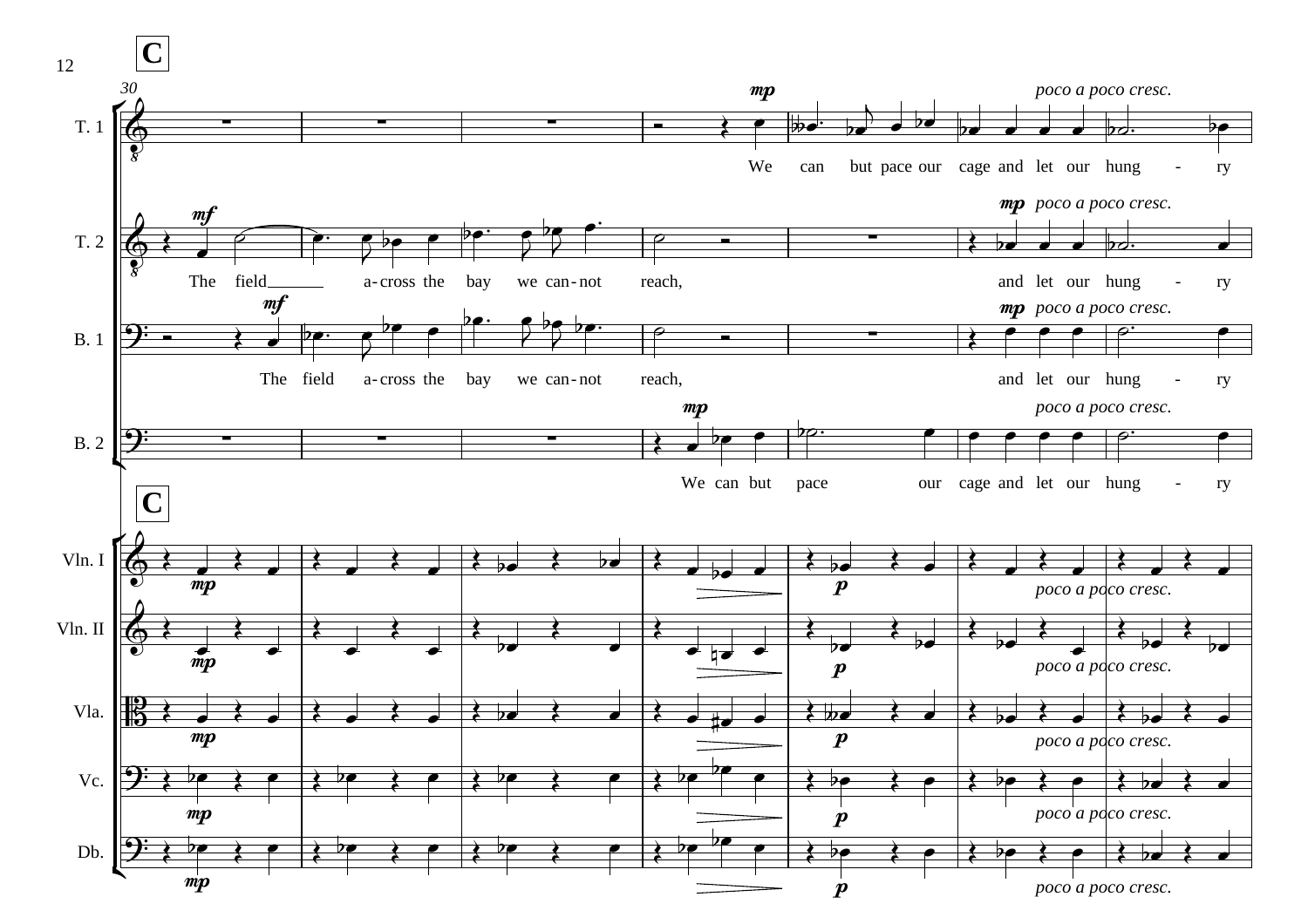**C**

30

T. 1 — *mp* We can but pace our cage and let our hung - ry — *poco a poco cresc.*

T. 2 — *mf* The field\_\_\_\_\_\_ a-cross the bay we can-not reach, — *mp* *poco a poco cresc.* and let our hung - ry

B. 1 — *mf* The field a-cross the bay we can-not reach, — *mp* *poco a poco cresc.* and let our hung - ry

B. 2 — *mp* We can but pace our cage and let our hung - ry — *poco a poco cresc.*

**C**

Vln. I — *mp* — *p* — *poco a poco cresc.*

Vln. II — *mp* — *p* — *poco a poco cresc.*

Vla. — *mp* — *p* — *poco a poco cresc.*

Vc. — *mp* — *p* — *poco a poco cresc.*

Db. — *mp* — *p* — *poco a poco cresc.*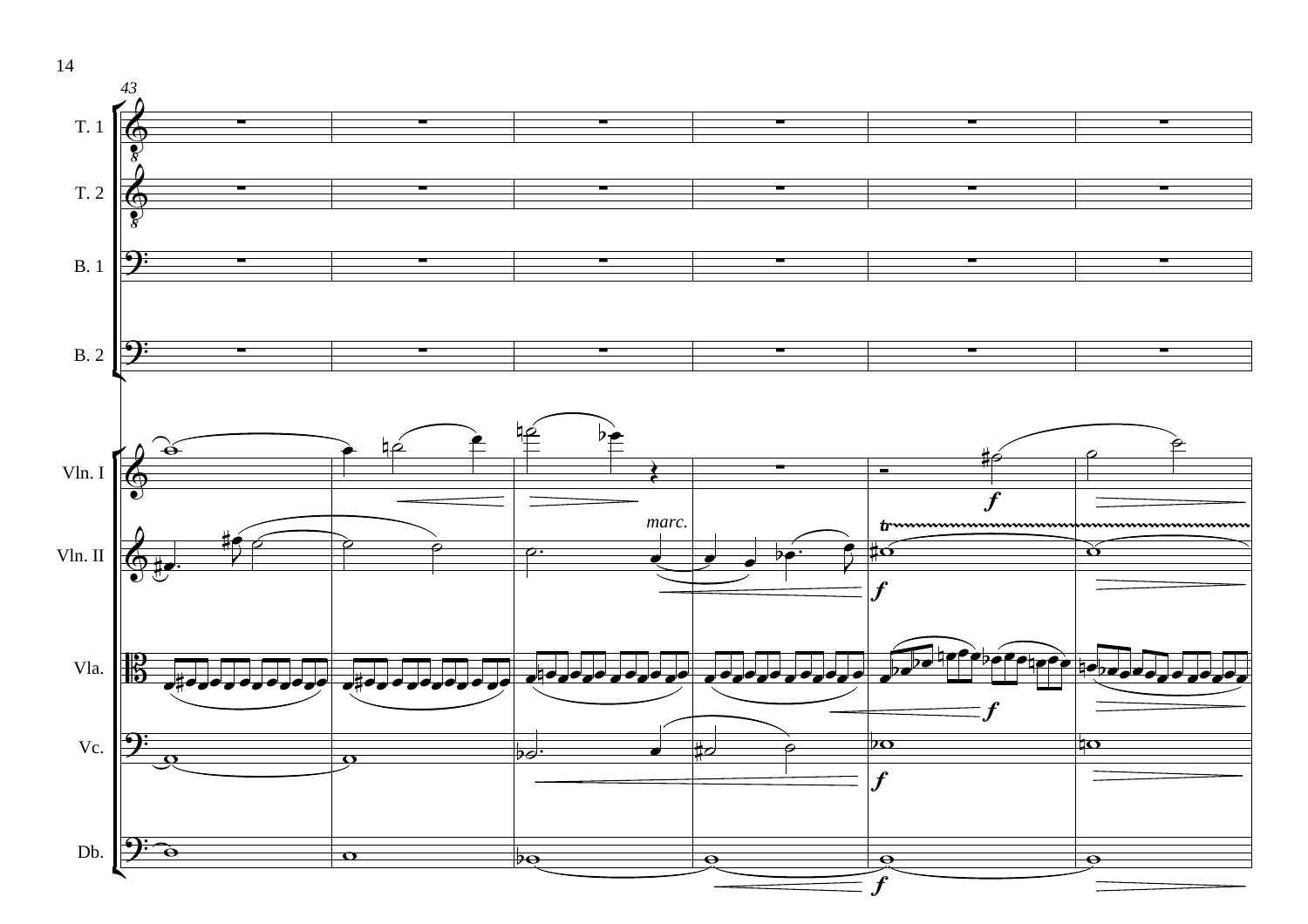43

T. 1

T. 2

B. 1

B. 2

Vln. I

Vln. II

Vla.

Vc.

Db.

*marc.*

***f***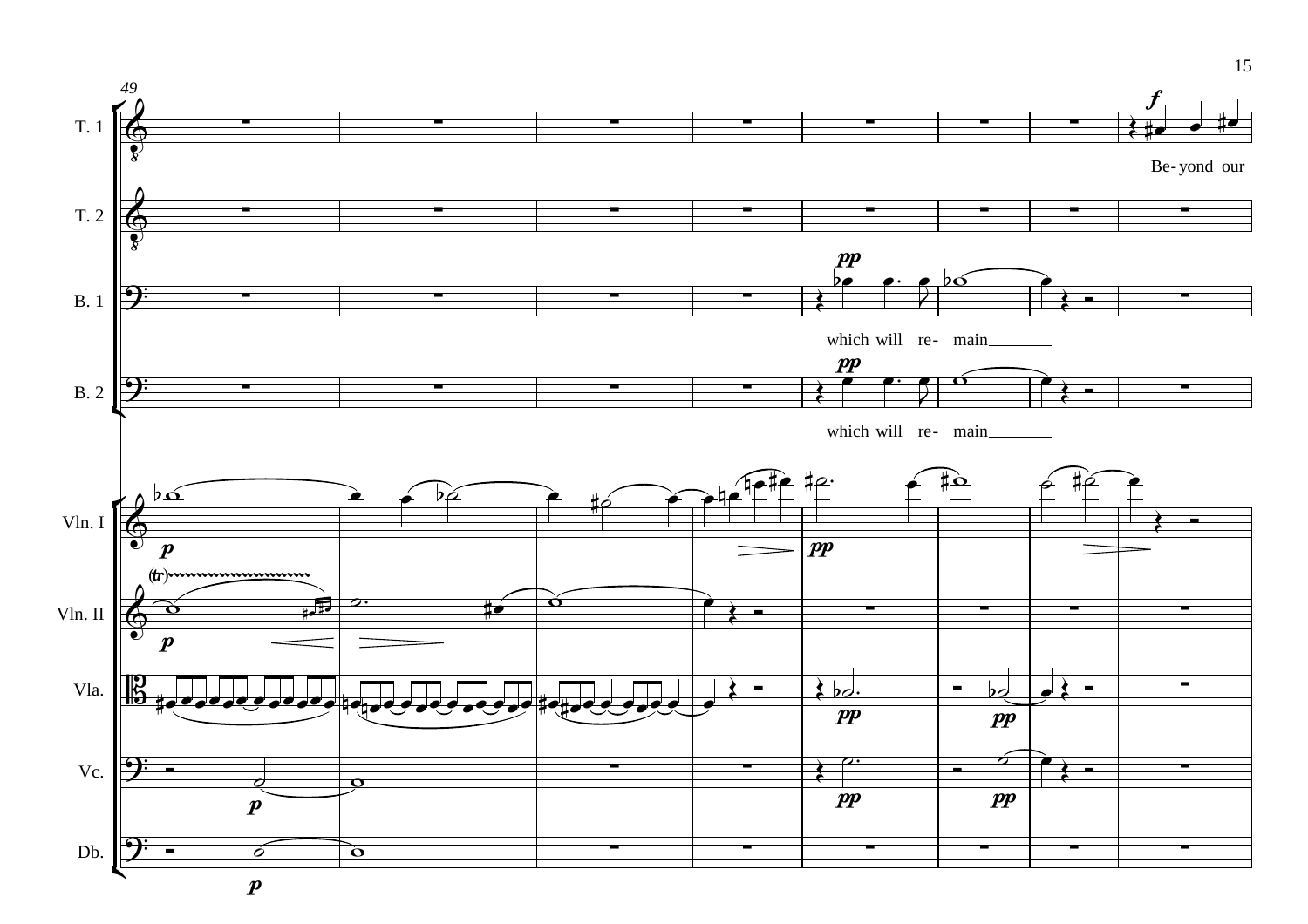49

T. 1

*f*

Be- yond our

T. 2

B. 1

*pp*

which will re- main

B. 2

*pp*

which will re- main

Vln. I

*p* *pp*

Vln. II

(tr)

*p*

Vla.

*pp* *pp*

Vc.

*p* *pp* *pp*

Db.

*p*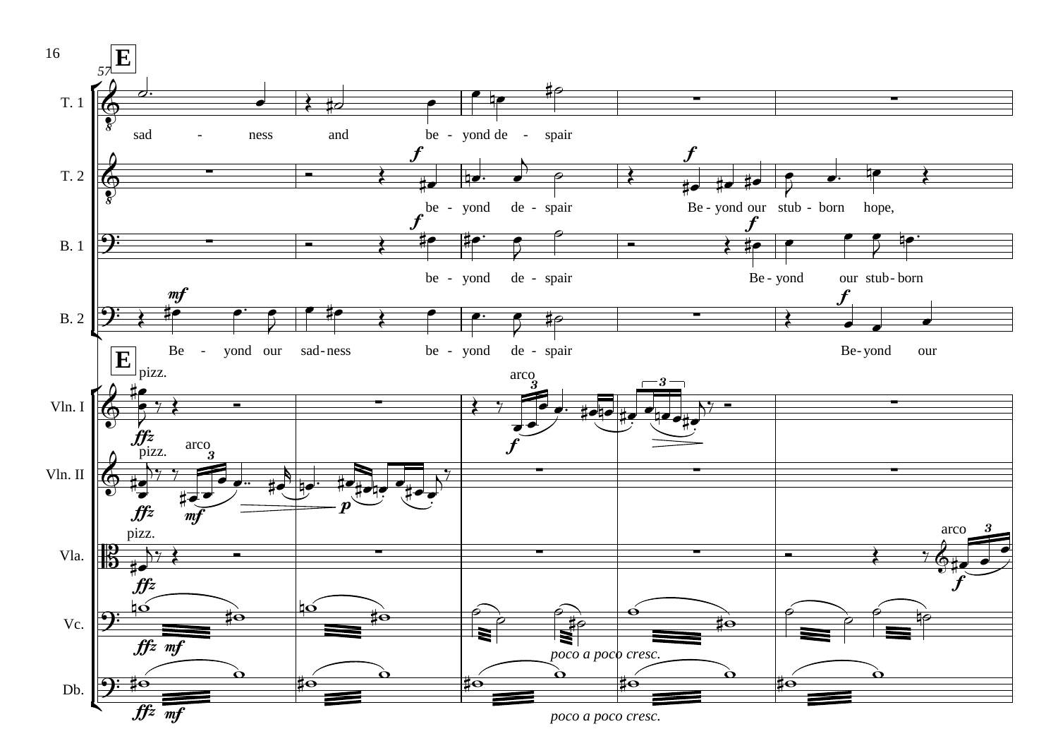**E**

57

T. 1: sad - ness and be - yond de - spair

T. 2: be - yond de - spair Be - yond our stub - born hope,

B. 1: be - yond de - spair Be - yond our stub - born

B. 2: Be - yond our sad - ness be - yond de - spair Be - yond our

**E**

Vln. I: pizz. *ffz* arco *f*

Vln. II: pizz. *ffz* arco *mf* *p*

Vla.: pizz. *ffz* arco *f*

Vc.: *ffz* *mf* *poco a poco cresc.*

Db.: *ffz* *mf* *poco a poco cresc.*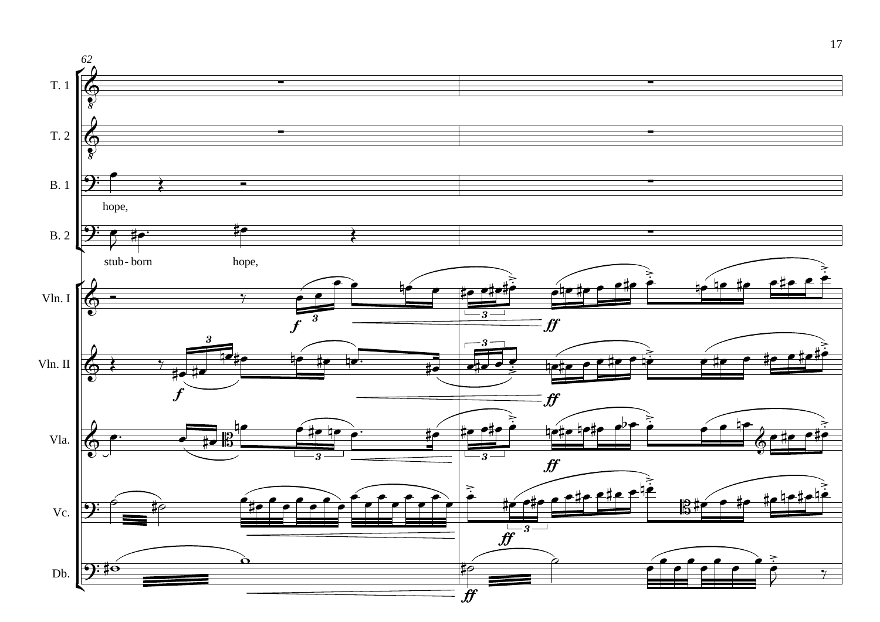62

T. 1

T. 2

B. 1

hope,

B. 2

stub - born hope,

Vln. I

Vln. II

Vla.

Vc.

Db.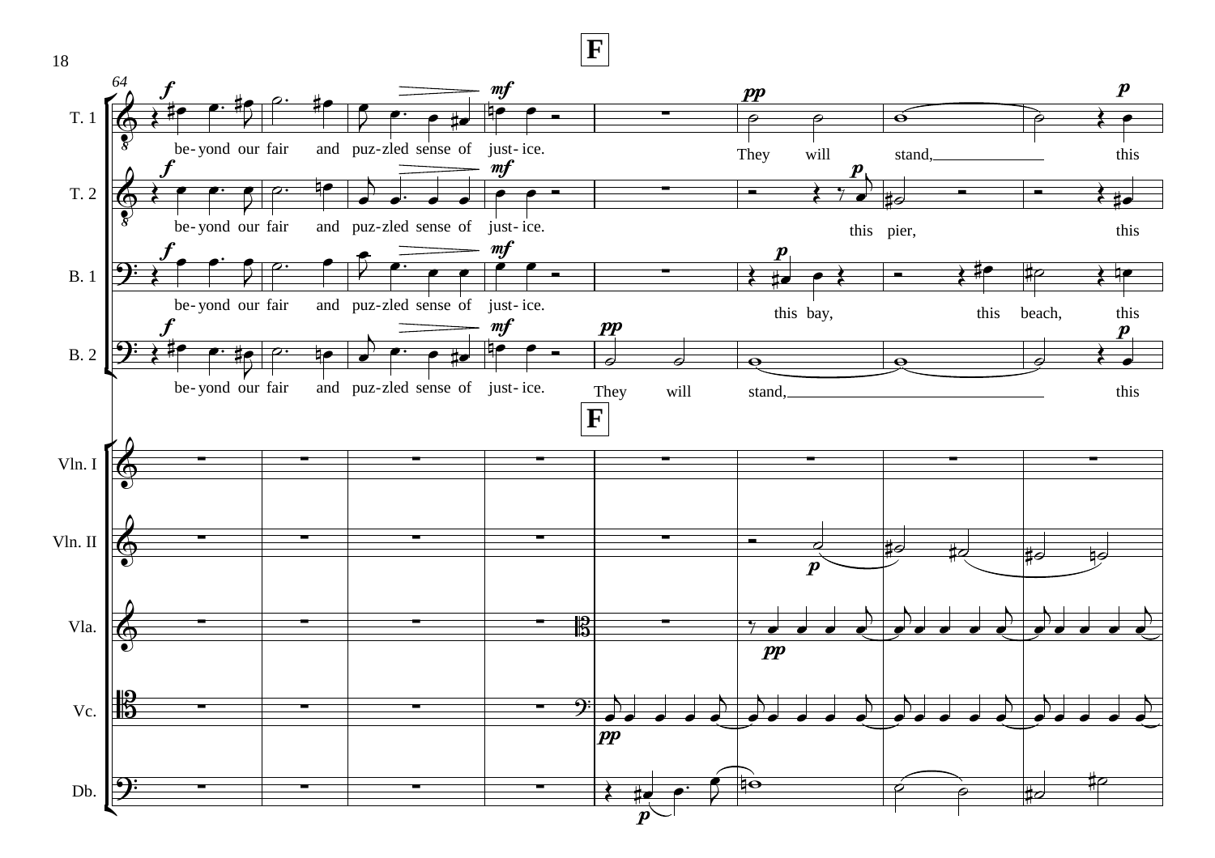**F**

64

T. 1 — *f* be- yond our fair and puz- zled sense of *mf* just- ice. *pp* They will stand, *p* this

T. 2 — *f* be- yond our fair and puz- zled sense of *mf* just- ice. *p* this pier, this

B. 1 — *f* be- yond our fair and puz- zled sense of *mf* just- ice. *p* this bay, this beach, this

B. 2 — *f* be- yond our fair and puz- zled sense of *mf* just- ice. *pp* They will stand, *p* this

**F**

Vln. I

Vln. II — *p*

Vla. — *pp*

Vc. — *pp*

Db. — *p*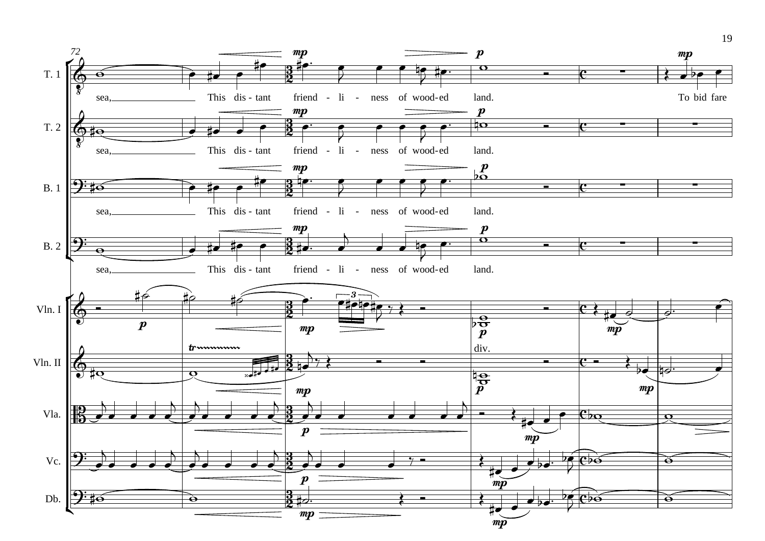72

T. 1

sea, This dis - tant friend - li - ness of wood-ed land. To bid fare

T. 2

sea, This dis - tant friend - li - ness of wood-ed land.

B. 1

sea, This dis - tant friend - li - ness of wood-ed land.

B. 2

sea, This dis - tant friend - li - ness of wood-ed land.

Vln. I

Vln. II

div.

Vla.

Vc.

Db.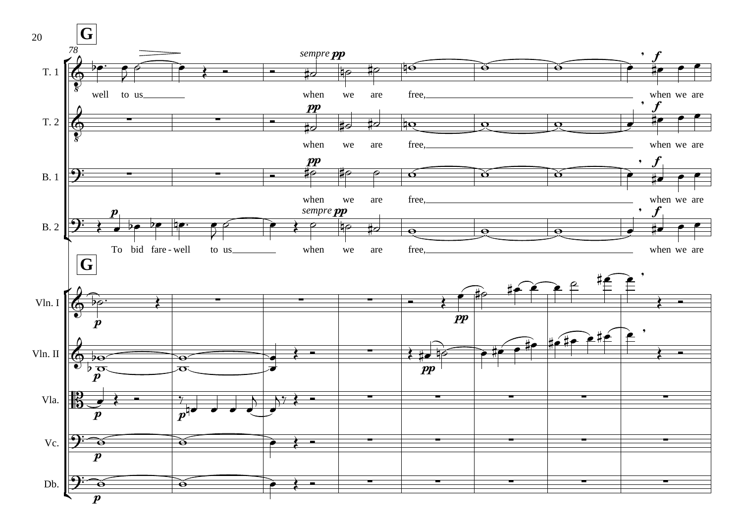**G**

78

T. 1 — well to us ___ *sempre* **pp** when we are free, ___ , **f** when we are

T. 2 — **pp** when we are free, ___ , **f** when we are

B. 1 — **pp** when we are free, ___ , **f** when we are

B. 2 — **p** To bid fare - well to us ___ *sempre* **pp** when we are free, ___ , **f** when we are

**G**

Vln. I — **p** ... **pp**

Vln. II — **p** ... **pp**

Vla. — **p** ... **p**

Vc. — **p**

Db. — **p**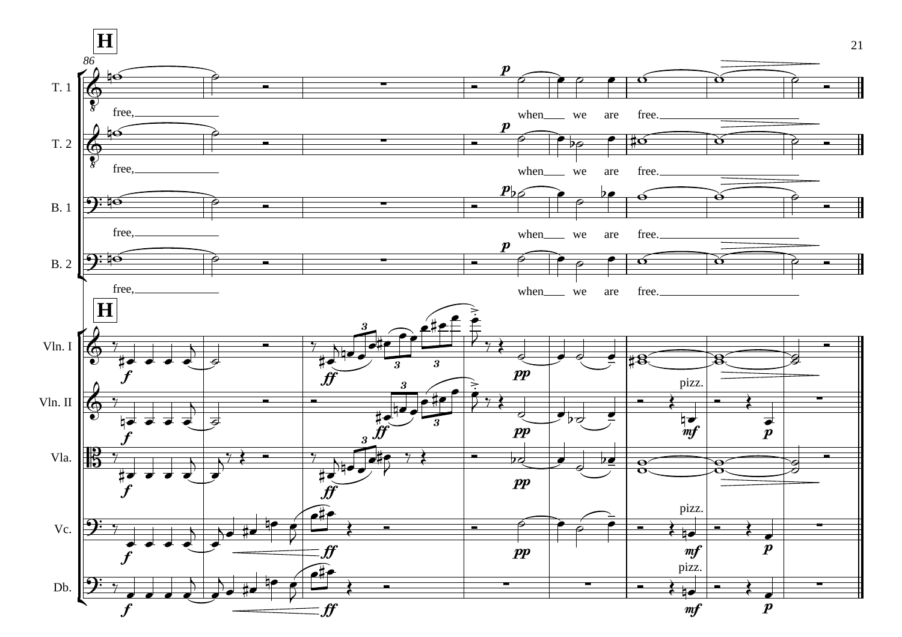**H**

86

T. 1 — free, when we are free.

T. 2 — free, when we are free.

B. 1 — free, when we are free.

B. 2 — free, when we are free.

**H**

Vln. I

Vln. II — pizz.

Vla.

Vc. — pizz.

Db. — pizz.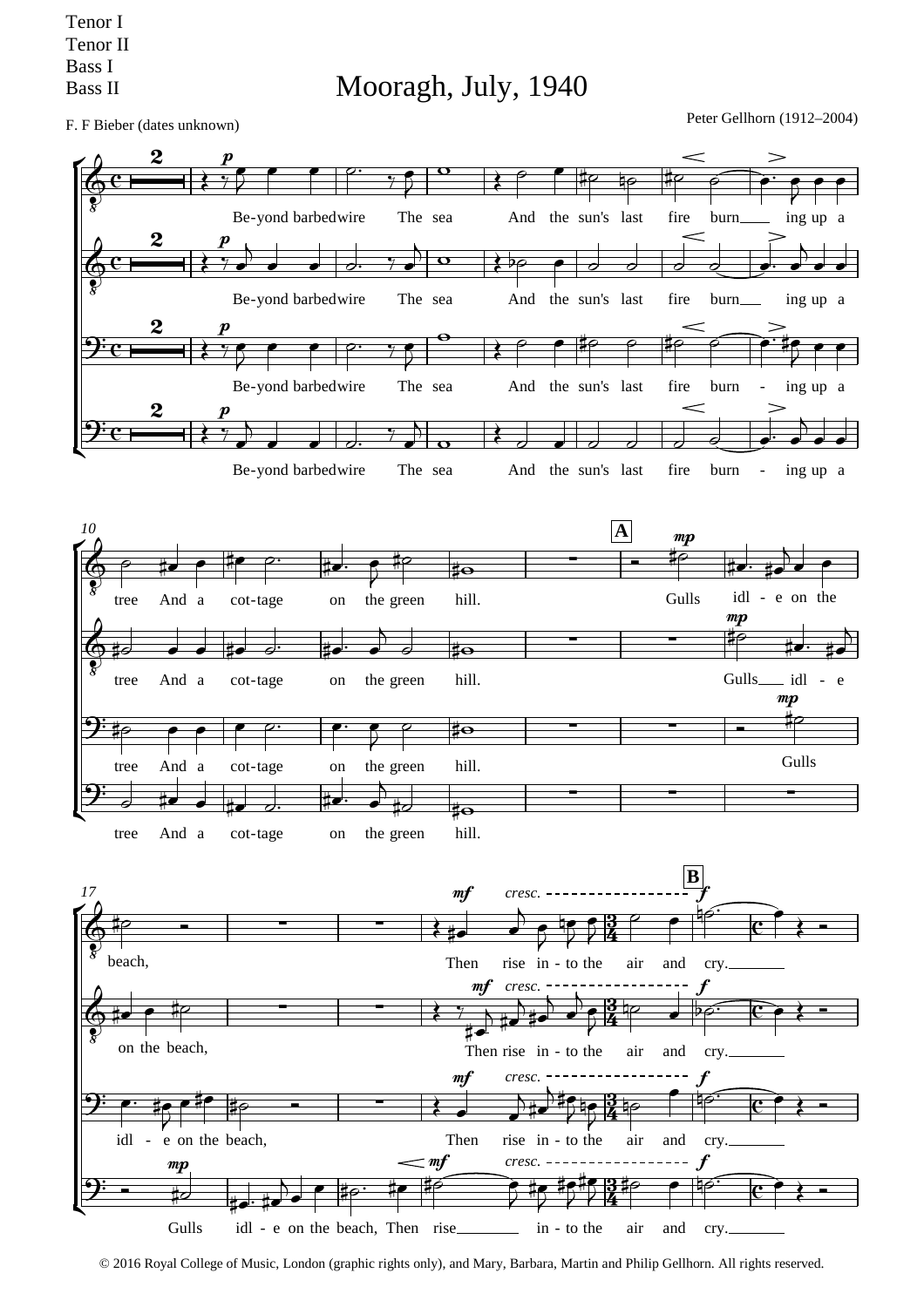Tenor I
Tenor II
Bass I
Bass II

# Mooragh, July, 1940

F. F Bieber (dates unknown)

Peter Gellhorn (1912–2004)

© 2016 Royal College of Music, London (graphic rights only), and Mary, Barbara, Martin and Philip Gellhorn. All rights reserved.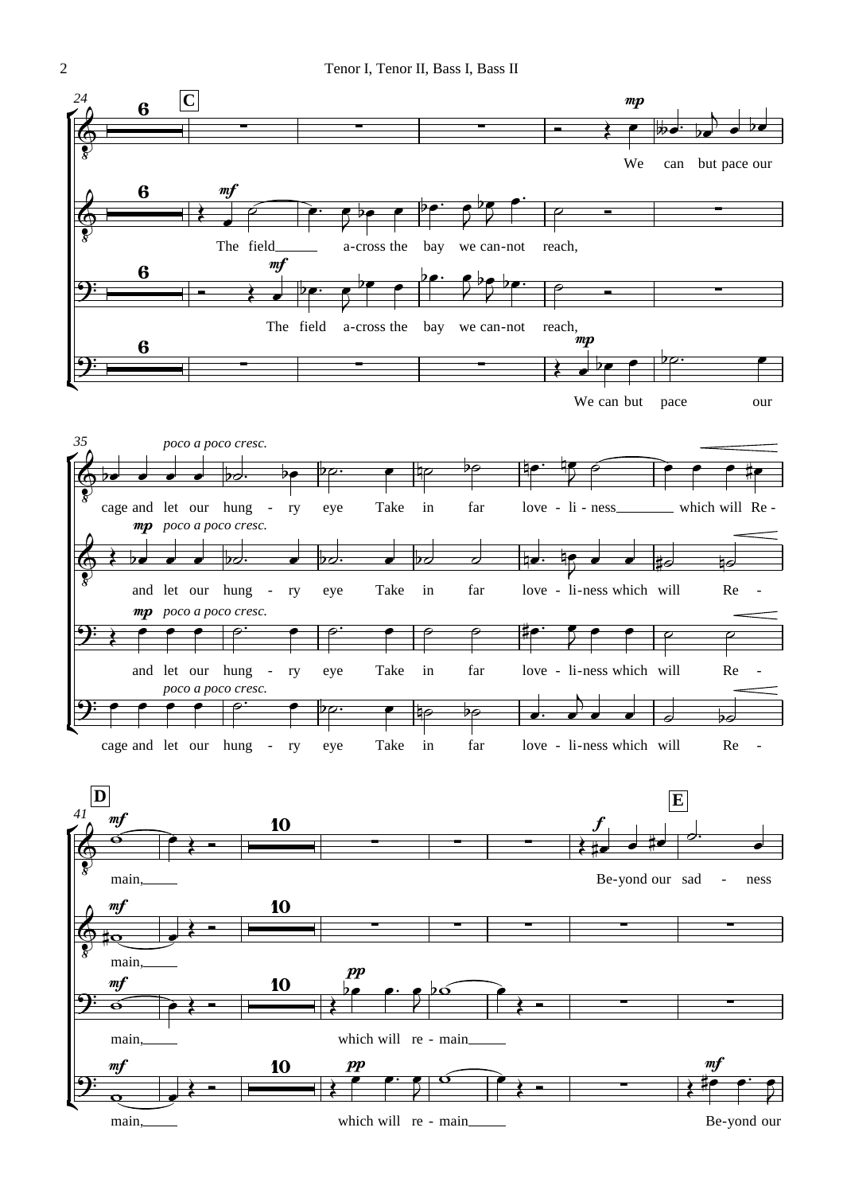**24** **C**

Tenor I: *mp* We can but pace our

Tenor II: *mf* The field ___ a-cross the bay we can-not reach,

Bass I: *mf* The field a-cross the bay we can-not reach,

Bass II: *mp* We can but pace our

**35**

Tenor I: *poco a poco cresc.* cage and let our hung - ry eye Take in far love - li - ness ___ which will Re -

Tenor II: *mp* *poco a poco cresc.* and let our hung - ry eye Take in far love - li-ness which will Re -

Bass I: *mp* *poco a poco cresc.* and let our hung - ry eye Take in far love - li-ness which will Re -

Bass II: *poco a poco cresc.* cage and let our hung - ry eye Take in far love - li-ness which will Re -

**41** **D** **E**

Tenor I: *mf* main, ___ *f* Be-yond our sad - ness

Tenor II: *mf* main, ___

Bass I: *mf* main, ___ *pp* which will re - main ___

Bass II: *mf* main, ___ *pp* which will re - main ___ *mf* Be-yond our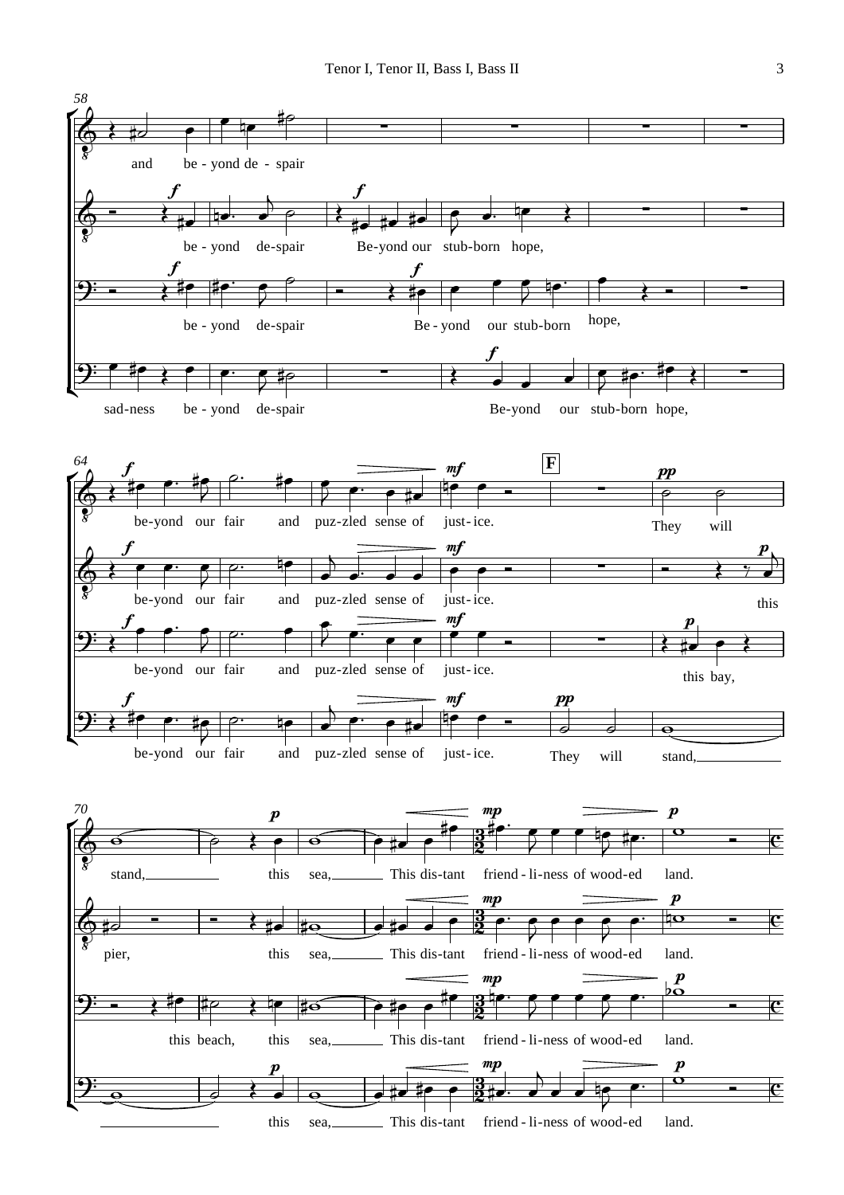**58**

Tenor I: and be - yond de - spair

Tenor II: be - yond de-spair Be-yond our stub-born hope,

Bass I: be - yond de-spair Be - yond our stub-born hope,

Bass II: sad-ness be - yond de-spair Be-yond our stub-born hope,

**64**

Tenor I: be-yond our fair and puz-zled sense of just - ice. **F** They will

Tenor II: be-yond our fair and puz-zled sense of just - ice. this

Bass I: be-yond our fair and puz-zled sense of just - ice. this bay,

Bass II: be-yond our fair and puz-zled sense of just - ice. They will stand,

**70**

Tenor I: stand, this sea, This dis-tant friend - li-ness of wood-ed land.

Tenor II: pier, this sea, This dis-tant friend - li-ness of wood-ed land.

Bass I: this beach, this sea, This dis-tant friend - li-ness of wood-ed land.

Bass II: this sea, This dis-tant friend - li-ness of wood-ed land.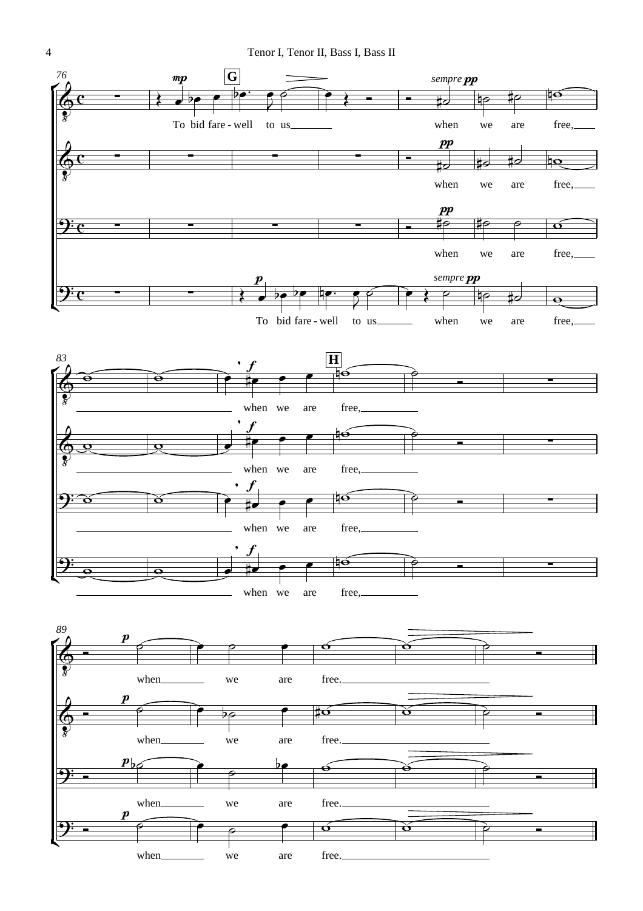76

**G**

To bid fare - well to us when we are free,

when we are free,

when we are free,

To bid fare - well to us when we are free,

83

**H**

when we are free,

when we are free,

when we are free,

when we are free,

89

when we are free.

when we are free.

when we are free.

when we are free.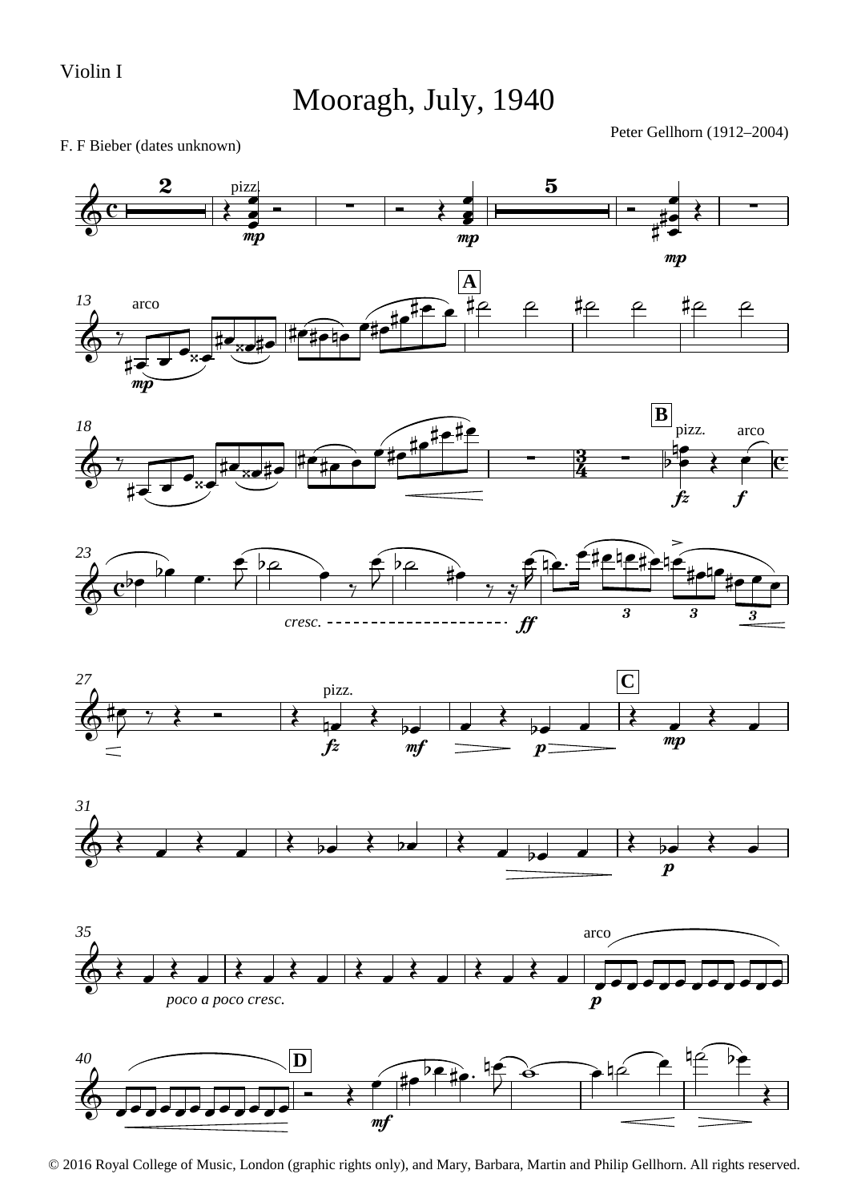Violin I

# Mooragh, July, 1940

F. F Bieber (dates unknown)

Peter Gellhorn (1912–2004)

© 2016 Royal College of Music, London (graphic rights only), and Mary, Barbara, Martin and Philip Gellhorn. All rights reserved.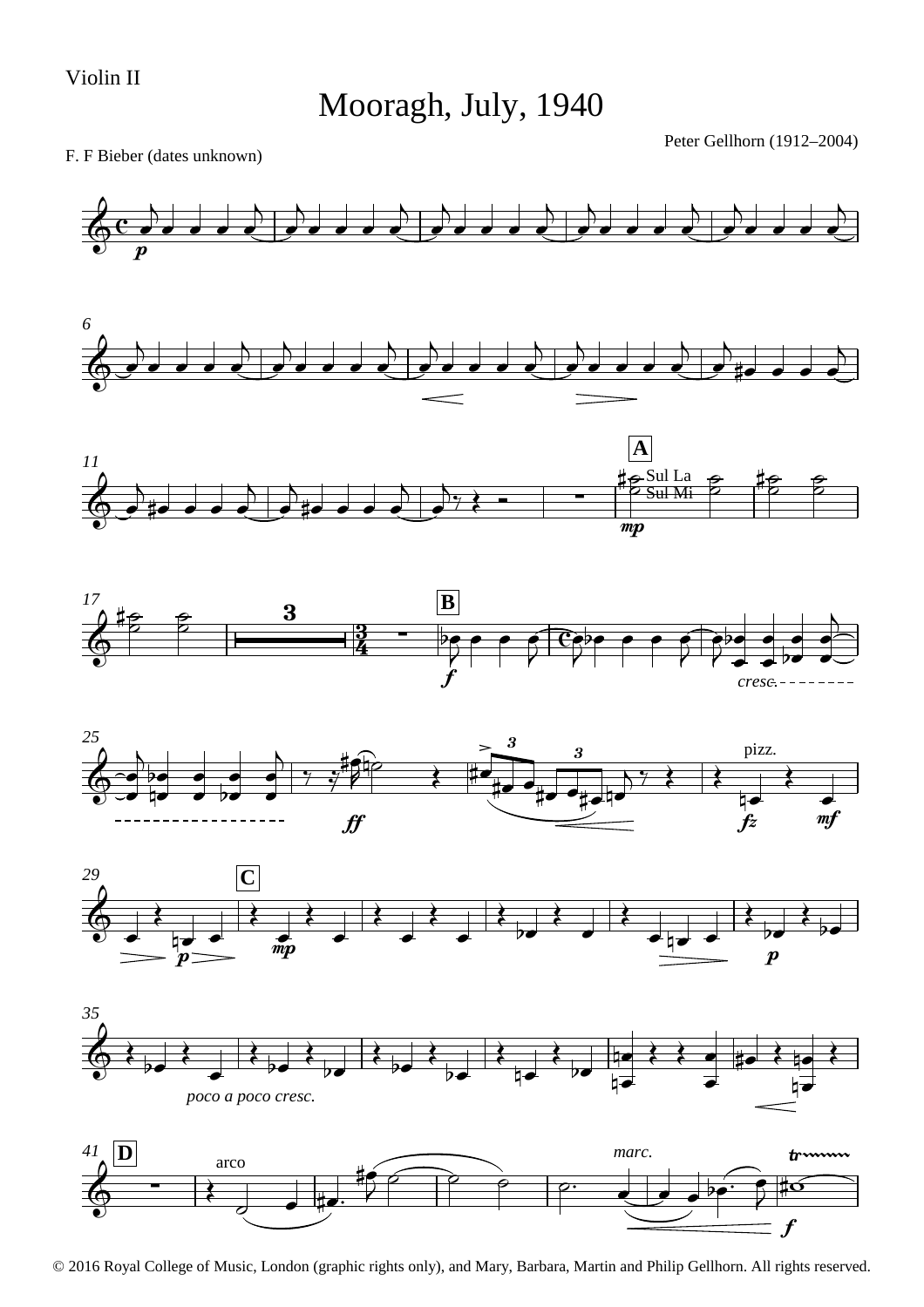Violin II

# Mooragh, July, 1940

Peter Gellhorn (1912–2004)

F. F Bieber (dates unknown)

© 2016 Royal College of Music, London (graphic rights only), and Mary, Barbara, Martin and Philip Gellhorn. All rights reserved.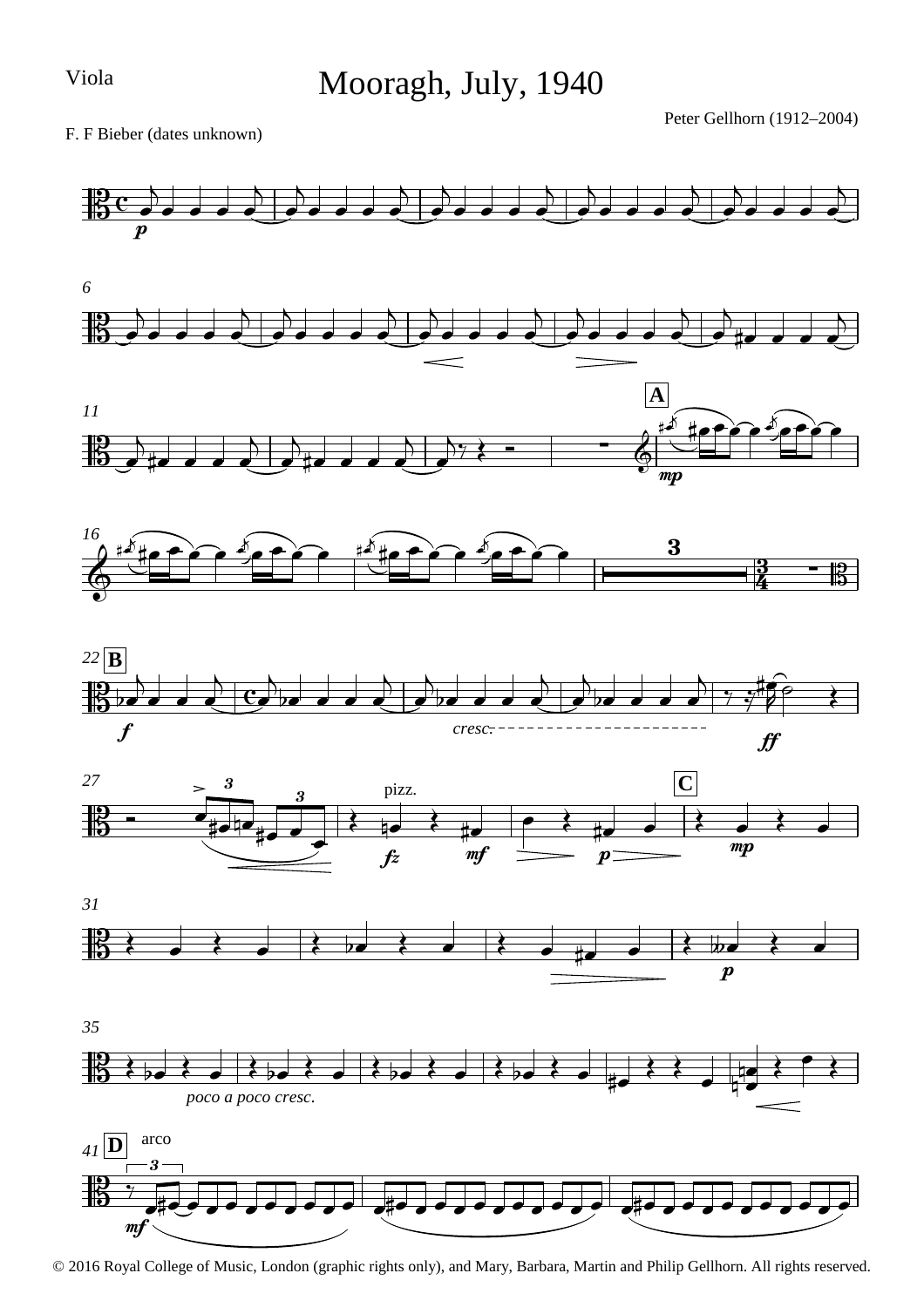Viola

# Mooragh, July, 1940

Peter Gellhorn (1912–2004)

F. F Bieber (dates unknown)

© 2016 Royal College of Music, London (graphic rights only), and Mary, Barbara, Martin and Philip Gellhorn. All rights reserved.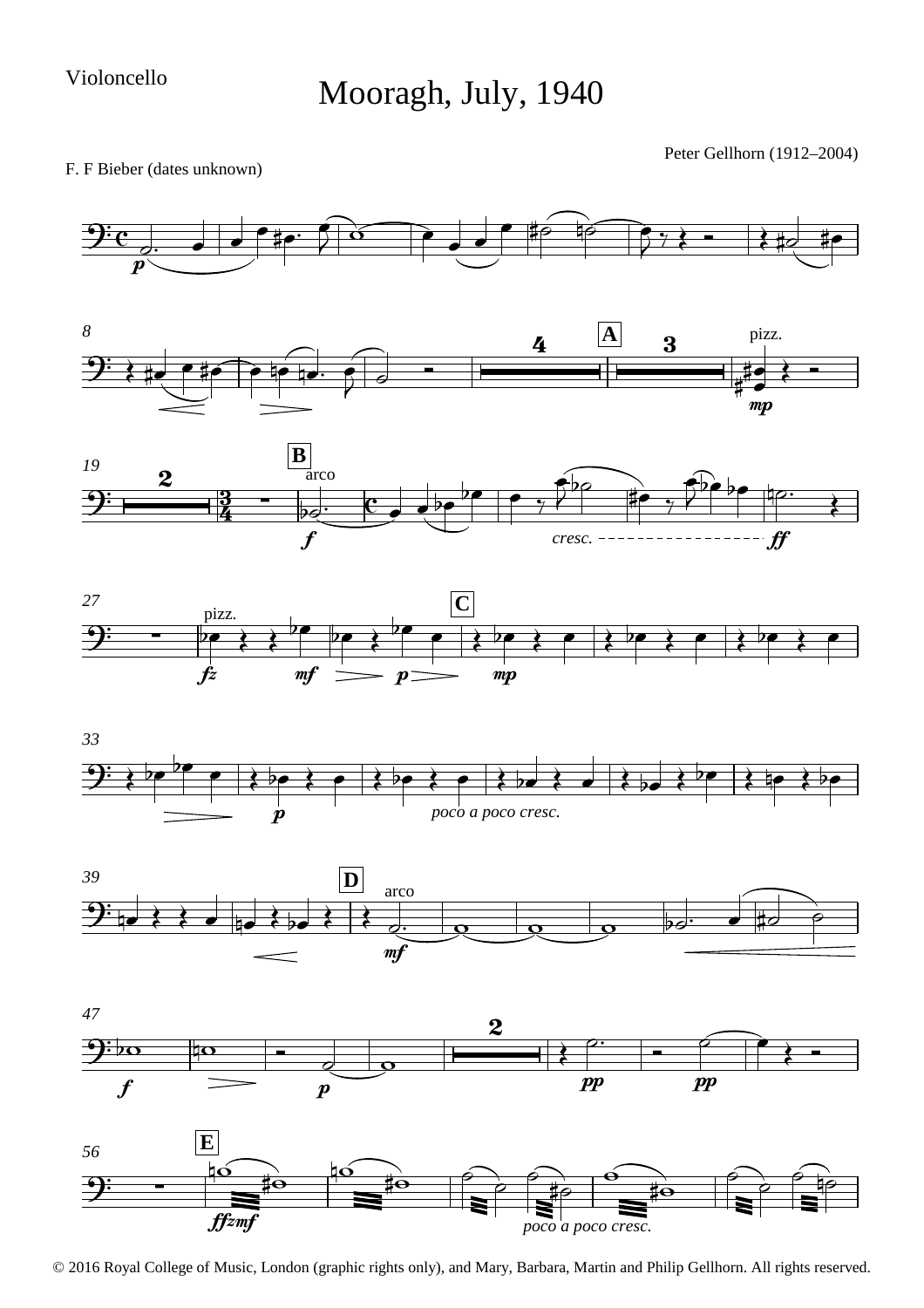Violoncello

# Mooragh, July, 1940

F. F Bieber (dates unknown)

Peter Gellhorn (1912–2004)

© 2016 Royal College of Music, London (graphic rights only), and Mary, Barbara, Martin and Philip Gellhorn. All rights reserved.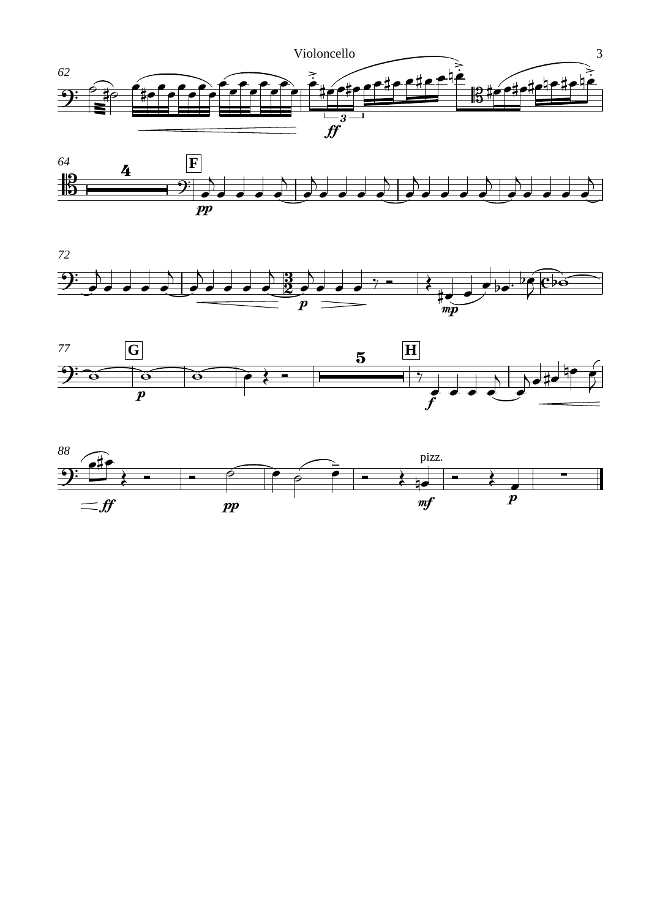Violoncello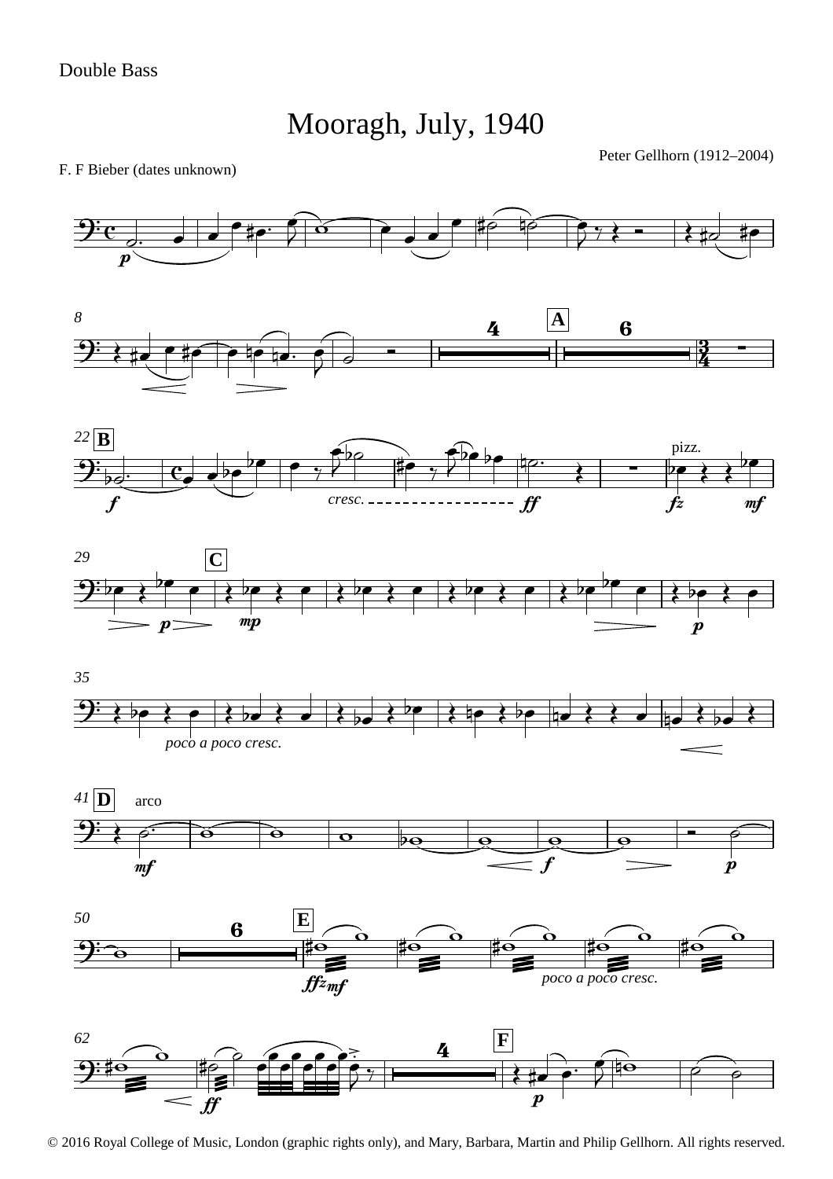Double Bass

# Mooragh, July, 1940

Peter Gellhorn (1912–2004)

F. F Bieber (dates unknown)

© 2016 Royal College of Music, London (graphic rights only), and Mary, Barbara, Martin and Philip Gellhorn. All rights reserved.